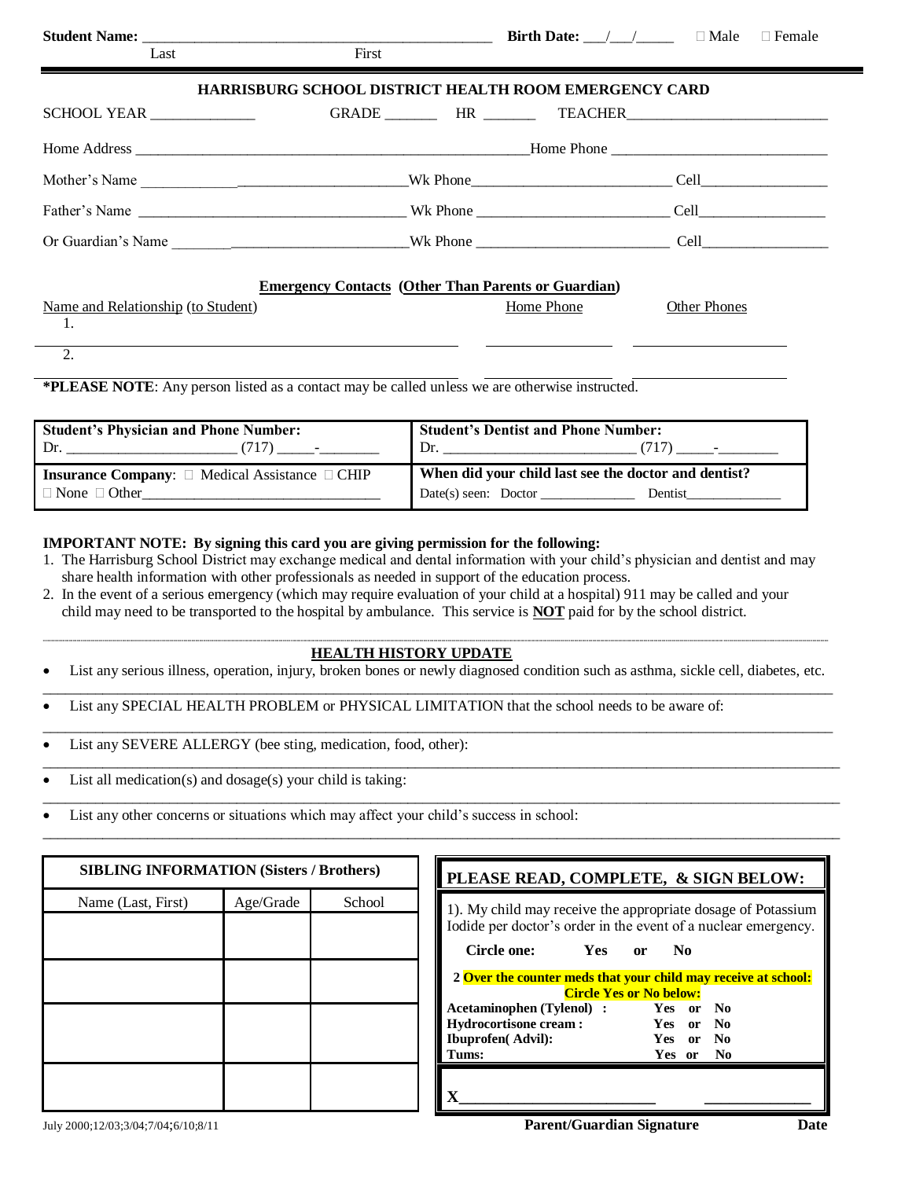**Student Name:** ______________________________________________ **Birth Date:** ___/___/_____ ☐ Male ☐ Female

Last First

## HARRISBURG SCHOOL DISTRICT HEALTH ROOM EMERGENCY CARD

SCHOOL YEAR _____________ GRADE _______ HR _______ TEACHER_________________________

Home Address ____________________________________________________Home Phone ___________________________

Mother's Name ___________________________________Wk Phone_________________________ Cell________________

Father's Name ___________________________________ Wk Phone _________________________ Cell________________

Or Guardian's Name ______________________________Wk Phone _________________________ Cell________________

**Emergency Contacts (Other Than Parents or Guardian)**

| Name and Relationship (to Student) | Home Phone | Other Phones |
|---|---|---|
| 1. | | |
| 2. | | |

***PLEASE NOTE**: Any person listed as a contact may be called unless we are otherwise instructed.

| **Student's Physician and Phone Number:** Dr. ______________________ (717) _____-________ | **Student's Dentist and Phone Number:** Dr. _________________________ (717) _____-________ |
|---|---|
| **Insurance Company**: ☐ Medical Assistance ☐ CHIP ☐ None ☐ Other________________________________ | **When did your child last see the doctor and dentist?** Date(s) seen: Doctor _____________ Dentist_____________ |

**IMPORTANT NOTE: By signing this card you are giving permission for the following:**

1. The Harrisburg School District may exchange medical and dental information with your child's physician and dentist and may share health information with other professionals as needed in support of the education process.
2. In the event of a serious emergency (which may require evaluation of your child at a hospital) 911 may be called and your child may need to be transported to the hospital by ambulance. This service is **NOT** paid for by the school district.

## HEALTH HISTORY UPDATE

- List any serious illness, operation, injury, broken bones or newly diagnosed condition such as asthma, sickle cell, diabetes, etc.
____________________________________________________________________________________________
- List any SPECIAL HEALTH PROBLEM or PHYSICAL LIMITATION that the school needs to be aware of:
____________________________________________________________________________________________
- List any SEVERE ALLERGY (bee sting, medication, food, other):
____________________________________________________________________________________________
- List all medication(s) and dosage(s) your child is taking:
____________________________________________________________________________________________
- List any other concerns or situations which may affect your child's success in school:
____________________________________________________________________________________________

| **SIBLING INFORMATION (Sisters / Brothers)** | | |
|---|---|---|
| Name (Last, First) | Age/Grade | School |
| | | |
| | | |
| | | |
| | | |

**PLEASE READ, COMPLETE, & SIGN BELOW:**

1). My child may receive the appropriate dosage of Potassium Iodide per doctor's order in the event of a nuclear emergency.

**Circle one: Yes or No**

**2 Over the counter meds that your child may receive at school: Circle Yes or No below:**

| | |
|---|---|
| **Acetaminophen (Tylenol) :** | **Yes or No** |
| **Hydrocortisone cream :** | **Yes or No** |
| **Ibuprofen( Advil):** | **Yes or No** |
| **Tums:** | **Yes or No** |

**X**_________________________ ______________

**Parent/Guardian Signature** **Date**

July 2000;12/03;3/04;7/04;6/10;8/11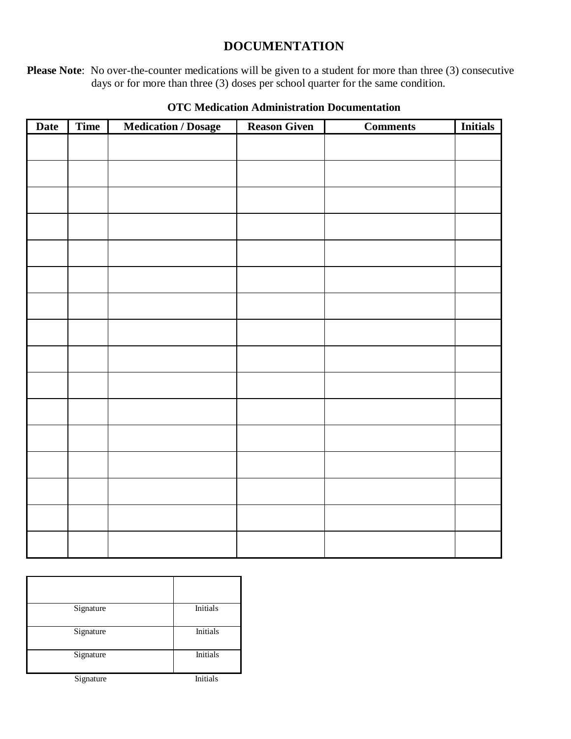## DOCUMENTATION

**Please Note**: No over-the-counter medications will be given to a student for more than three (3) consecutive days or for more than three (3) doses per school quarter for the same condition.

**OTC Medication Administration Documentation**

| Date | Time | Medication / Dosage | Reason Given | Comments | Initials |
|---|---|---|---|---|---|
| | | | | | |
| | | | | | |
| | | | | | |
| | | | | | |
| | | | | | |
| | | | | | |
| | | | | | |
| | | | | | |
| | | | | | |
| | | | | | |
| | | | | | |
| | | | | | |
| | | | | | |
| | | | | | |
| | | | | | |
| | | | | | |

| | |
|---|---|
| | |
| Signature | Initials |
| Signature | Initials |
| Signature | Initials |
| Signature | Initials |